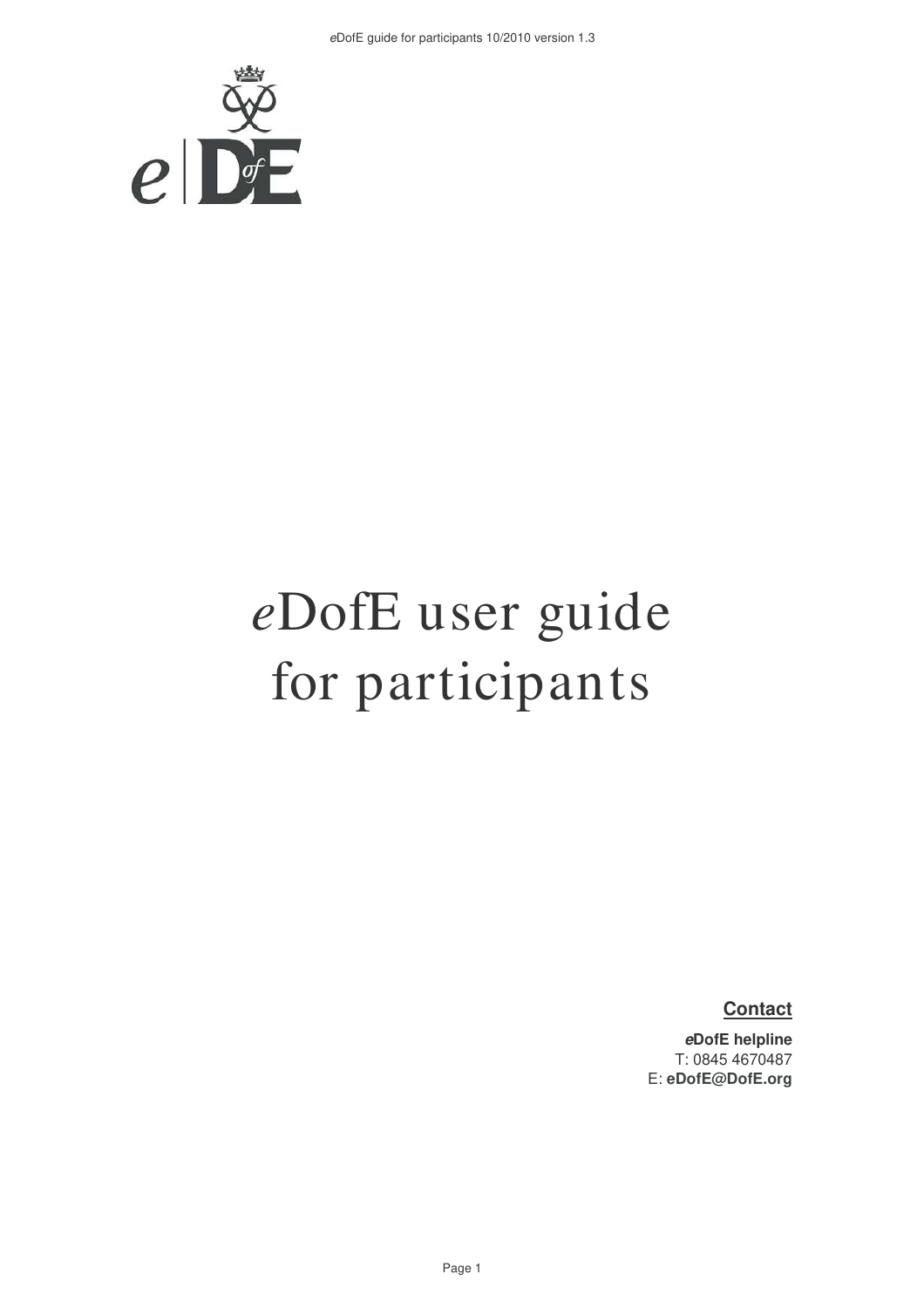# *e*DofE user guide for participants

**Contact**

***e*DofE helpline**
T: 0845 4670487
E: **eDofE@DofE.org**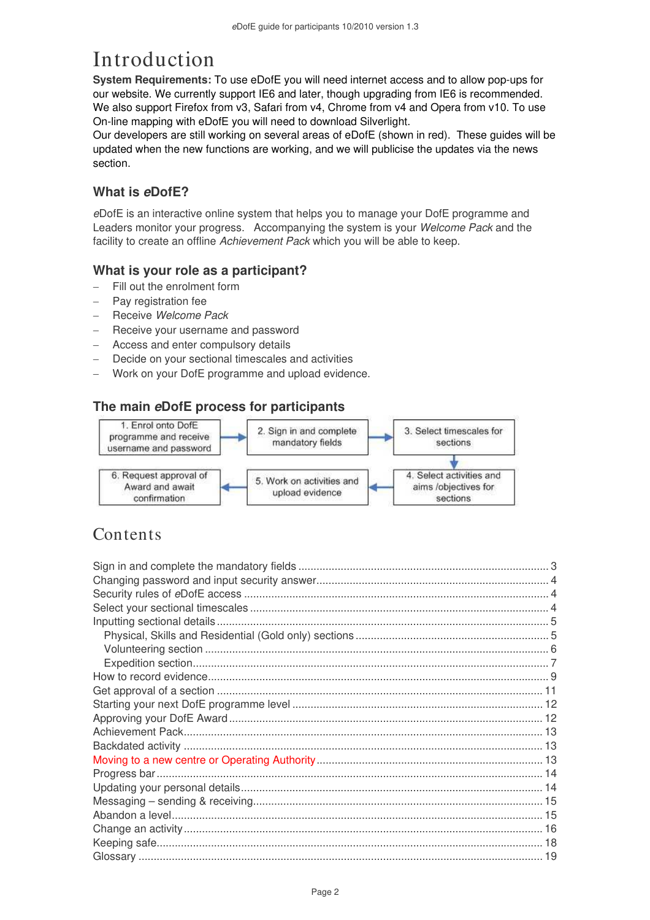# Introduction

**System Requirements:** To use eDofE you will need internet access and to allow pop-ups for our website. We currently support IE6 and later, though upgrading from IE6 is recommended. We also support Firefox from v3, Safari from v4, Chrome from v4 and Opera from v10. To use On-line mapping with eDofE you will need to download Silverlight.
Our developers are still working on several areas of eDofE (shown in red). These guides will be updated when the new functions are working, and we will publicise the updates via the news section.

## What is *e*DofE?

*e*DofE is an interactive online system that helps you to manage your DofE programme and Leaders monitor your progress. Accompanying the system is your *Welcome Pack* and the facility to create an offline *Achievement Pack* which you will be able to keep.

## What is your role as a participant?

- Fill out the enrolment form
- Pay registration fee
- Receive *Welcome Pack*
- Receive your username and password
- Access and enter compulsory details
- Decide on your sectional timescales and activities
- Work on your DofE programme and upload evidence.

## The main *e*DofE process for participants

1. Enrol onto DofE programme and receive username and password
2. Sign in and complete mandatory fields
3. Select timescales for sections
4. Select activities and aims /objectives for sections
5. Work on activities and upload evidence
6. Request approval of Award and await confirmation

# Contents

Sign in and complete the mandatory fields ........ 3
Changing password and input security answer ........ 4
Security rules of eDofE access ........ 4
Select your sectional timescales ........ 4
Inputting sectional details ........ 5
    Physical, Skills and Residential (Gold only) sections ........ 5
    Volunteering section ........ 6
    Expedition section ........ 7
How to record evidence ........ 9
Get approval of a section ........ 11
Starting your next DofE programme level ........ 12
Approving your DofE Award ........ 12
Achievement Pack ........ 13
Backdated activity ........ 13
Moving to a new centre or Operating Authority ........ 13
Progress bar ........ 14
Updating your personal details ........ 14
Messaging – sending & receiving ........ 15
Abandon a level ........ 15
Change an activity ........ 16
Keeping safe ........ 18
Glossary ........ 19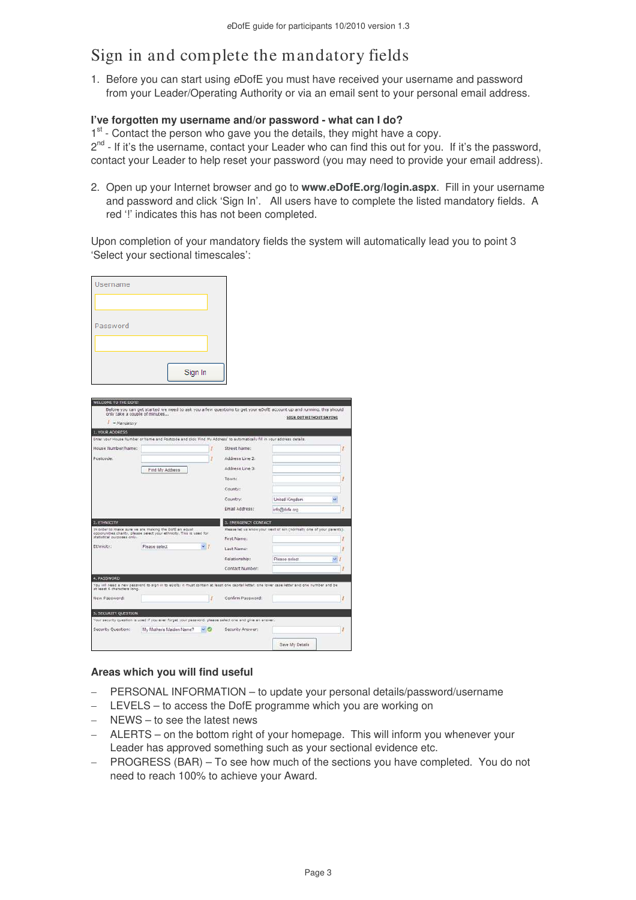# Sign in and complete the mandatory fields

1. Before you can start using *e*DofE you must have received your username and password from your Leader/Operating Authority or via an email sent to your personal email address.

**I've forgotten my username and/or password - what can I do?**

1st - Contact the person who gave you the details, they might have a copy.
2nd - If it's the username, contact your Leader who can find this out for you. If it's the password, contact your Leader to help reset your password (you may need to provide your email address).

2. Open up your Internet browser and go to **www.eDofE.org/login.aspx**. Fill in your username and password and click 'Sign In'. All users have to complete the listed mandatory fields. A red '!' indicates this has not been completed.

Upon completion of your mandatory fields the system will automatically lead you to point 3 'Select your sectional timescales':

Username

Password

Sign In

WELCOME TO THE EDOFE

Before you can get started we need to ask you a few questions to get your eDofE account up and running, this should only take a couple of minutes...

! = Mandatory

SIGN OUT WITHOUT SAVING

1. YOUR ADDRESS

Enter your House Number or Name and Postcode and click 'Find My Address' to automatically fill in your address details.

House Number/Name: !
Postcode: !
Find My Address
Street Name: !
Address Line 2:
Address Line 3:
Town: !
County:
Country: United Kingdom
Email Address: info@dofe.org !

2. ETHNICITY

In order to make sure we are making the DofE an equal opportunities charity, please select your ethnicity. This is used for statistical purposes only.

Ethnicity: Please select !

3. EMERGENCY CONTACT

Please let us know your next of kin (normally one of your parents).

First Name: !
Last Name: !
Relationship: Please select !
Contact Number: !

4. PASSWORD

You will need a new password to sign in to eDofE; it must contain at least one capital letter, one lower case letter and one number and be at least 6 characters long.

New Password: !
Confirm Password: !

5. SECURITY QUESTION

Your security question is used if you ever forget your password, please select one and give an answer.

Security Question: My Mothers Maiden Name?
Security Answer: !

Save My Details

### Areas which you will find useful

- PERSONAL INFORMATION – to update your personal details/password/username
- LEVELS – to access the DofE programme which you are working on
- NEWS – to see the latest news
- ALERTS – on the bottom right of your homepage. This will inform you whenever your Leader has approved something such as your sectional evidence etc.
- PROGRESS (BAR) – To see how much of the sections you have completed. You do not need to reach 100% to achieve your Award.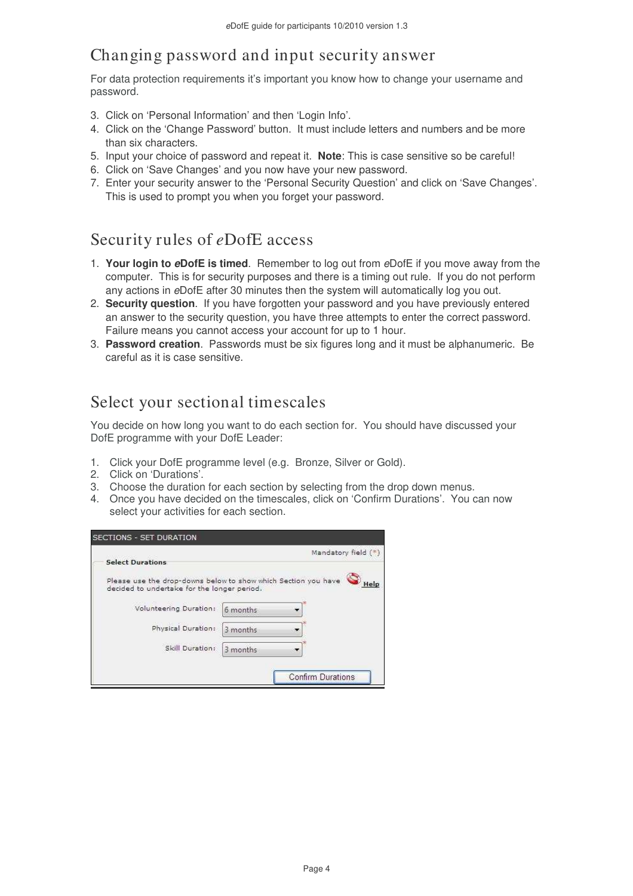## Changing password and input security answer

For data protection requirements it's important you know how to change your username and password.

3. Click on 'Personal Information' and then 'Login Info'.
4. Click on the 'Change Password' button. It must include letters and numbers and be more than six characters.
5. Input your choice of password and repeat it. **Note**: This is case sensitive so be careful!
6. Click on 'Save Changes' and you now have your new password.
7. Enter your security answer to the 'Personal Security Question' and click on 'Save Changes'. This is used to prompt you when you forget your password.

## Security rules of *e*DofE access

1. **Your login to *e*DofE is timed**. Remember to log out from *e*DofE if you move away from the computer. This is for security purposes and there is a timing out rule. If you do not perform any actions in *e*DofE after 30 minutes then the system will automatically log you out.
2. **Security question**. If you have forgotten your password and you have previously entered an answer to the security question, you have three attempts to enter the correct password. Failure means you cannot access your account for up to 1 hour.
3. **Password creation**. Passwords must be six figures long and it must be alphanumeric. Be careful as it is case sensitive.

## Select your sectional timescales

You decide on how long you want to do each section for. You should have discussed your DofE programme with your DofE Leader:

1. Click your DofE programme level (e.g. Bronze, Silver or Gold).
2. Click on 'Durations'.
3. Choose the duration for each section by selecting from the drop down menus.
4. Once you have decided on the timescales, click on 'Confirm Durations'. You can now select your activities for each section.

SECTIONS - SET DURATION

Mandatory field (*)

**Select Durations**

Please use the drop-downs below to show which Section you have decided to undertake for the longer period. Help

Volunteering Duration: 6 months *

Physical Duration: 3 months *

Skill Duration: 3 months *

Confirm Durations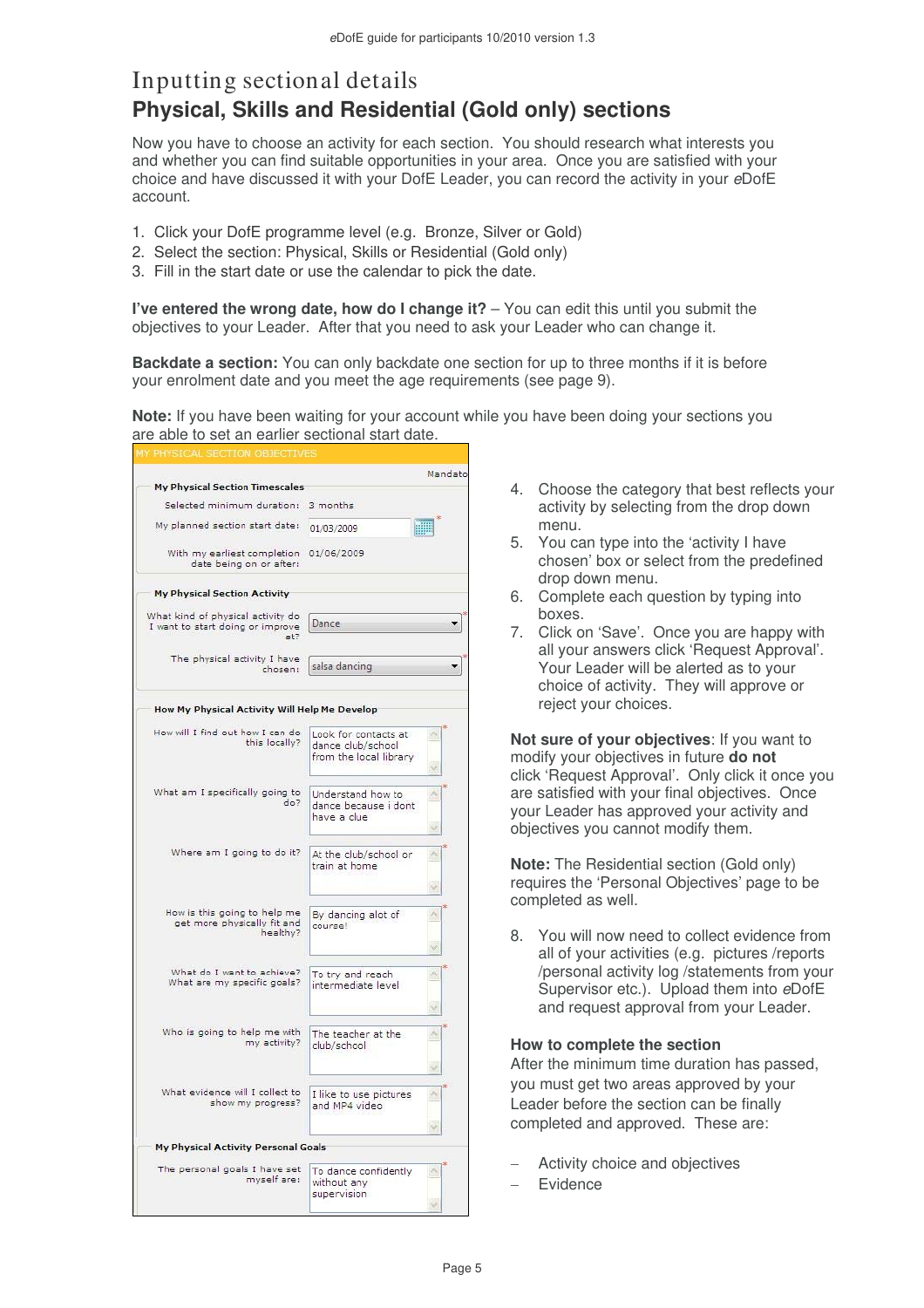# Inputting sectional details

## Physical, Skills and Residential (Gold only) sections

Now you have to choose an activity for each section. You should research what interests you and whether you can find suitable opportunities in your area. Once you are satisfied with your choice and have discussed it with your DofE Leader, you can record the activity in your *e*DofE account.

1. Click your DofE programme level (e.g. Bronze, Silver or Gold)
2. Select the section: Physical, Skills or Residential (Gold only)
3. Fill in the start date or use the calendar to pick the date.

**I've entered the wrong date, how do I change it?** – You can edit this until you submit the objectives to your Leader. After that you need to ask your Leader who can change it.

**Backdate a section:** You can only backdate one section for up to three months if it is before your enrolment date and you meet the age requirements (see page 9).

**Note:** If you have been waiting for your account while you have been doing your sections you are able to set an earlier sectional start date.

MY PHYSICAL SECTION OBJECTIVES

Mandato

**My Physical Section Timescales**

| | |
|---|---|
| Selected minimum duration: | 3 months |
| My planned section start date: | 01/03/2009 |
| With my earliest completion date being on or after: | 01/06/2009 |

**My Physical Section Activity**

| | |
|---|---|
| What kind of physical activity do I want to start doing or improve at? | Dance |
| The physical activity I have chosen: | salsa dancing |

**How My Physical Activity Will Help Me Develop**

| | |
|---|---|
| How will I find out how I can do this locally? | Look for contacts at dance club/school from the local library |
| What am I specifically going to do? | Understand how to dance because i dont have a clue |
| Where am I going to do it? | At the club/school or train at home |
| How is this going to help me get more physically fit and healthy? | By dancing alot of course! |
| What do I want to achieve? What are my specific goals? | To try and reach intermediate level |
| Who is going to help me with my activity? | The teacher at the club/school |
| What evidence will I collect to show my progress? | I like to use pictures and MP4 video |

**My Physical Activity Personal Goals**

| | |
|---|---|
| The personal goals I have set myself are: | To dance confidently without any supervision |

4. Choose the category that best reflects your activity by selecting from the drop down menu.
5. You can type into the 'activity I have chosen' box or select from the predefined drop down menu.
6. Complete each question by typing into boxes.
7. Click on 'Save'. Once you are happy with all your answers click 'Request Approval'. Your Leader will be alerted as to your choice of activity. They will approve or reject your choices.

**Not sure of your objectives**: If you want to modify your objectives in future **do not** click 'Request Approval'. Only click it once you are satisfied with your final objectives. Once your Leader has approved your activity and objectives you cannot modify them.

**Note:** The Residential section (Gold only) requires the 'Personal Objectives' page to be completed as well.

8. You will now need to collect evidence from all of your activities (e.g. pictures /reports /personal activity log /statements from your Supervisor etc.). Upload them into *e*DofE and request approval from your Leader.

### How to complete the section

After the minimum time duration has passed, you must get two areas approved by your Leader before the section can be finally completed and approved. These are:

- Activity choice and objectives
- Evidence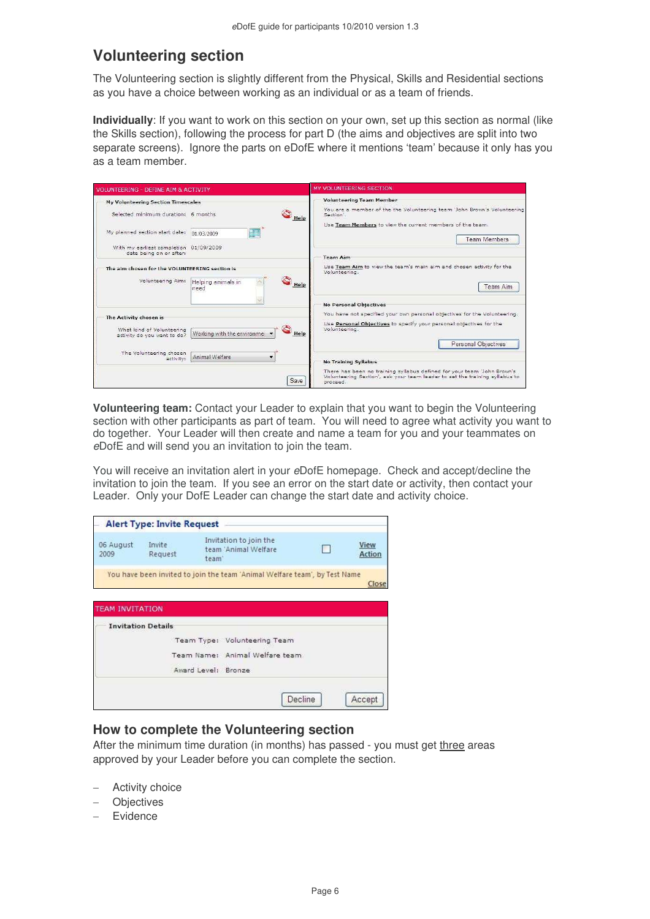## Volunteering section

The Volunteering section is slightly different from the Physical, Skills and Residential sections as you have a choice between working as an individual or as a team of friends.

**Individually**: If you want to work on this section on your own, set up this section as normal (like the Skills section), following the process for part D (the aims and objectives are split into two separate screens). Ignore the parts on eDofE where it mentions 'team' because it only has you as a team member.

**Volunteering team:** Contact your Leader to explain that you want to begin the Volunteering section with other participants as part of team. You will need to agree what activity you want to do together. Your Leader will then create and name a team for you and your teammates on *e*DofE and will send you an invitation to join the team.

You will receive an invitation alert in your *e*DofE homepage. Check and accept/decline the invitation to join the team. If you see an error on the start date or activity, then contact your Leader. Only your DofE Leader can change the start date and activity choice.

### How to complete the Volunteering section

After the minimum time duration (in months) has passed - you must get three areas approved by your Leader before you can complete the section.

- Activity choice
- Objectives
- Evidence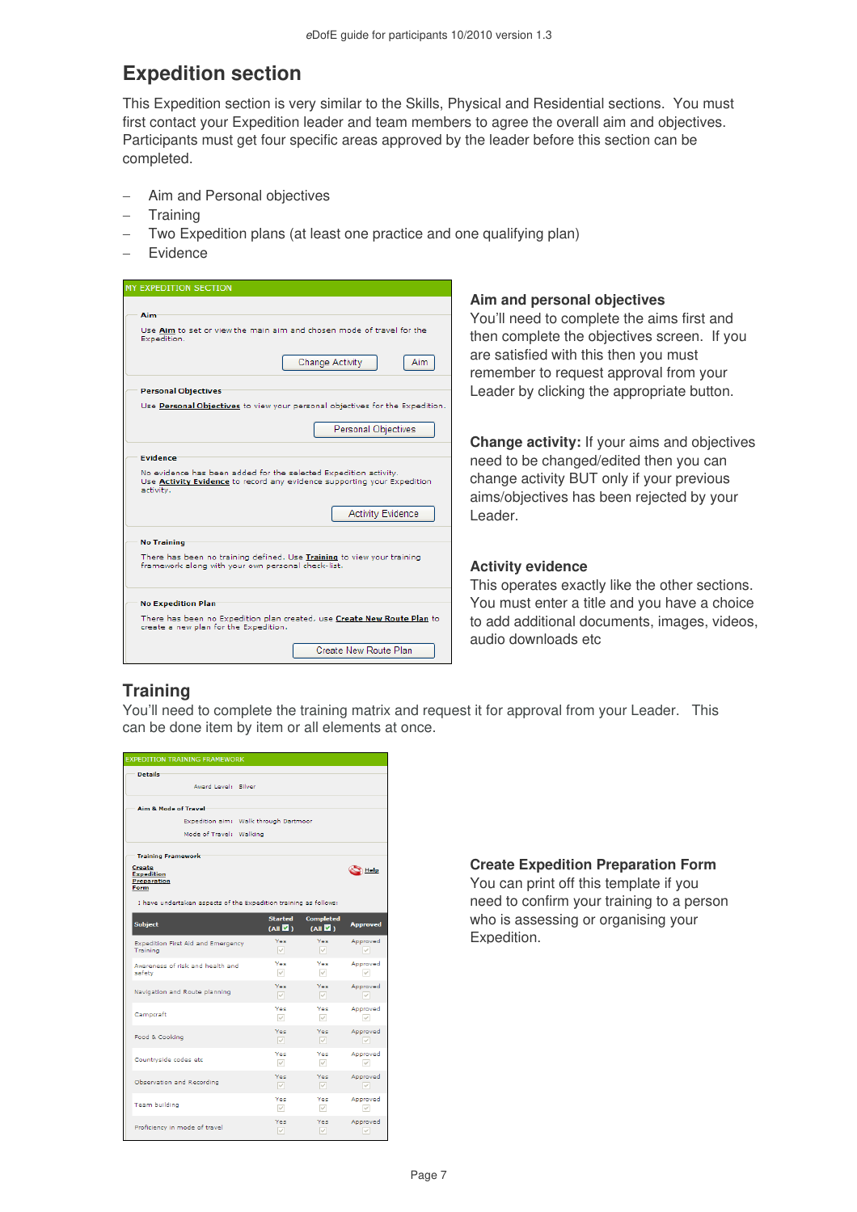## Expedition section

This Expedition section is very similar to the Skills, Physical and Residential sections. You must first contact your Expedition leader and team members to agree the overall aim and objectives. Participants must get four specific areas approved by the leader before this section can be completed.

- Aim and Personal objectives
- Training
- Two Expedition plans (at least one practice and one qualifying plan)
- Evidence

MY EXPEDITION SECTION

**Aim**

Use Aim to set or view the main aim and chosen mode of travel for the Expedition.

Change Activity | Aim

**Personal Objectives**

Use Personal Objectives to view your personal objectives for the Expedition.

Personal Objectives

**Evidence**

No evidence has been added for the selected Expedition activity.
Use Activity Evidence to record any evidence supporting your Expedition activity.

Activity Evidence

**No Training**

There has been no training defined. Use Training to view your training framework along with your own personal check-list.

**No Expedition Plan**

There has been no Expedition plan created, use Create New Route Plan to create a new plan for the Expedition.

Create New Route Plan

### Aim and personal objectives

You'll need to complete the aims first and then complete the objectives screen. If you are satisfied with this then you must remember to request approval from your Leader by clicking the appropriate button.

**Change activity:** If your aims and objectives need to be changed/edited then you can change activity BUT only if your previous aims/objectives has been rejected by your Leader.

### Activity evidence

This operates exactly like the other sections. You must enter a title and you have a choice to add additional documents, images, videos, audio downloads etc

## Training

You'll need to complete the training matrix and request it for approval from your Leader. This can be done item by item or all elements at once.

EXPEDITION TRAINING FRAMEWORK

**Details**

Award Level: Silver

**Aim & Mode of Travel**

Expedition aim: Walk through Dartmoor
Mode of Travel: Walking

**Training Framework**

Create Expedition Preparation Form | Help

I have undertaken aspects of the Expedition training as follows:

| Subject | Started (All ☑) | Completed (All ☑) | Approved |
|---|---|---|---|
| Expedition First Aid and Emergency Training | Yes | Yes | Approved |
| Awareness of risk and health and safety | Yes | Yes | Approved |
| Navigation and Route planning | Yes | Yes | Approved |
| Campcraft | Yes | Yes | Approved |
| Food & Cooking | Yes | Yes | Approved |
| Countryside codes etc | Yes | Yes | Approved |
| Observation and Recording | Yes | Yes | Approved |
| Team building | Yes | Yes | Approved |
| Proficiency in mode of travel | Yes | Yes | Approved |

### Create Expedition Preparation Form

You can print off this template if you need to confirm your training to a person who is assessing or organising your Expedition.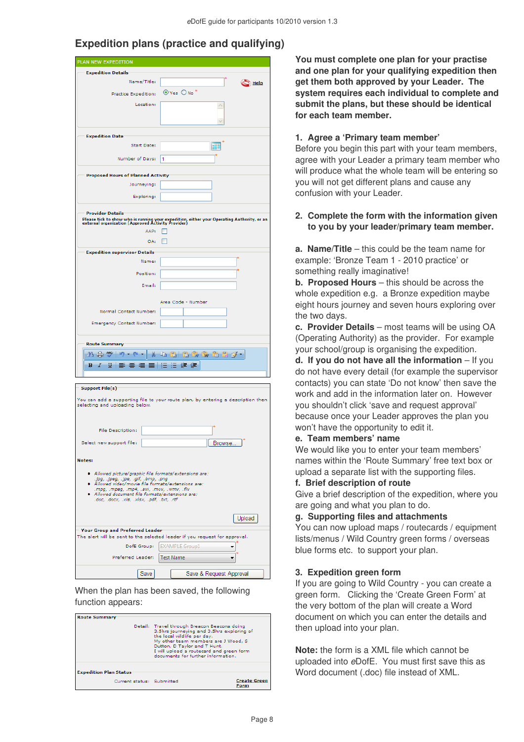## Expedition plans (practice and qualifying)

PLAN NEW EXPEDITION

**Expedition Details**

Name/Title: * Help

Practice Expedition: Yes No *

Location:

**Expedition Date**

Start Date: *

Number of Days: 1 *

**Proposed Hours of Planned Activity**

Journeying:

Exploring:

**Provider Details**

Please tick to show who is running your expedition, either your Operating Authority, or an external organization (Approved Activity Provider)

AAP:

OA:

**Expedition supervisor Details**

Name: *

Position: *

Email:

Area Code - Number

Normal Contact Number:

Emergency Contact Number:

**Route Summary**

**Support File(s)**

You can add a supporting file to your route plan, by entering a description then selecting and uploading below.

File Description: *

Select new support file: Browse... *

**Notes:**

- Allowed picture/graphic file formats/extensions are: .jpg, .jpeg, .jpe, .gif, .bmp, .png
- Allowed video/movie file formats/extensions are: .mpg, .mpeg, .mp4, .avi, .mov, .wmv, .flv
- Allowed document file formats/extensions are: .doc, .docx, .xls, .xlsx, .pdf, .txt, .rtf

Upload

**Your Group and Preferred Leader**

The alert will be sent to the selected leader if you request for approval.

DofE Group: EXAMPLE Group1 *

Preferred Leader: Test Name *

Save | Save & Request Approval

When the plan has been saved, the following function appears:

**Route Summary**

Detail: Travel through Breecon Beacons doing 3.5hrs journeying and 3.5hrs exploring of the local wildlife per day. My other team members are J Wood, S Dutton, D Taylor and T Hunt. I will upload a routecard and green form documents for further information.

**Expedition Plan Status**

Current status: Submitted | Create Green Form

**You must complete one plan for your practice and one plan for your qualifying expedition then get them both approved by your Leader. The system requires each individual to complete and submit the plans, but these should be identical for each team member.**

### 1. Agree a 'Primary team member'

Before you begin this part with your team members, agree with your Leader a primary team member who will produce what the whole team will be entering so you will not get different plans and cause any confusion with your Leader.

### 2. Complete the form with the information given to you by your leader/primary team member.

**a. Name/Title** – this could be the team name for example: 'Bronze Team 1 - 2010 practice' or something really imaginative!

**b. Proposed Hours** – this should be across the whole expedition e.g. a Bronze expedition maybe eight hours journey and seven hours exploring over the two days.

**c. Provider Details** – most teams will be using OA (Operating Authority) as the provider. For example your school/group is organising the expedition.

**d. If you do not have all the information** – If you do not have every detail (for example the supervisor contacts) you can state 'Do not know' then save the work and add in the information later on. However you shouldn't click 'save and request approval' because once your Leader approves the plan you won't have the opportunity to edit it.

**e. Team members' name**

We would like you to enter your team members' names within the 'Route Summary' free text box or upload a separate list with the supporting files.

**f. Brief description of route**

Give a brief description of the expedition, where you are going and what you plan to do.

**g. Supporting files and attachments**

You can now upload maps / routecards / equipment lists/menus / Wild Country green forms / overseas blue forms etc. to support your plan.

### 3. Expedition green form

If you are going to Wild Country - you can create a green form. Clicking the 'Create Green Form' at the very bottom of the plan will create a Word document on which you can enter the details and then upload into your plan.

**Note:** the form is a XML file which cannot be uploaded into *e*DofE. You must first save this as Word document (.doc) file instead of XML.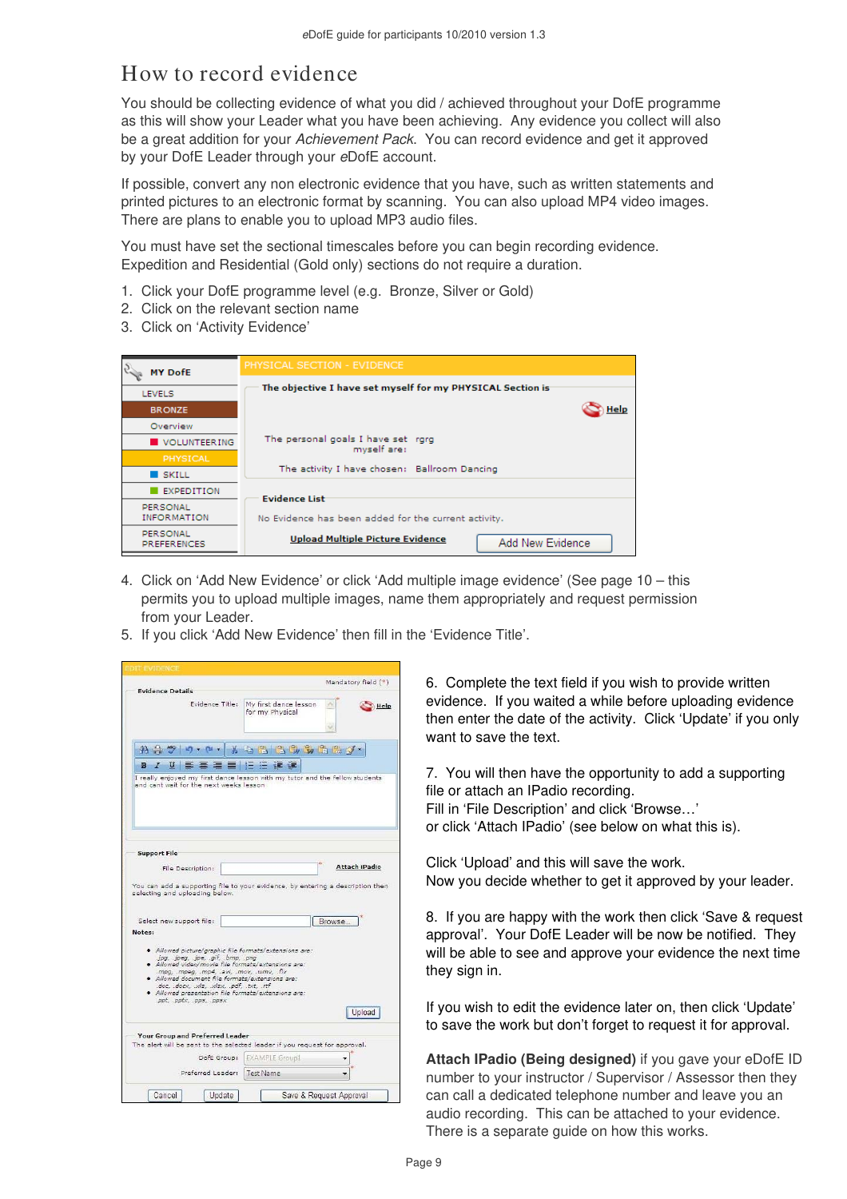# How to record evidence

You should be collecting evidence of what you did / achieved throughout your DofE programme as this will show your Leader what you have been achieving. Any evidence you collect will also be a great addition for your *Achievement Pack*. You can record evidence and get it approved by your DofE Leader through your *e*DofE account.

If possible, convert any non electronic evidence that you have, such as written statements and printed pictures to an electronic format by scanning. You can also upload MP4 video images. There are plans to enable you to upload MP3 audio files.

You must have set the sectional timescales before you can begin recording evidence. Expedition and Residential (Gold only) sections do not require a duration.

1. Click your DofE programme level (e.g. Bronze, Silver or Gold)
2. Click on the relevant section name
3. Click on 'Activity Evidence'

4. Click on 'Add New Evidence' or click 'Add multiple image evidence' (See page 10 – this permits you to upload multiple images, name them appropriately and request permission from your Leader.
5. If you click 'Add New Evidence' then fill in the 'Evidence Title'.

6. Complete the text field if you wish to provide written evidence. If you waited a while before uploading evidence then enter the date of the activity. Click 'Update' if you only want to save the text.

7. You will then have the opportunity to add a supporting file or attach an IPadio recording.
Fill in 'File Description' and click 'Browse…'
or click 'Attach IPadio' (see below on what this is).

Click 'Upload' and this will save the work.
Now you decide whether to get it approved by your leader.

8. If you are happy with the work then click 'Save & request approval'. Your DofE Leader will be now be notified. They will be able to see and approve your evidence the next time they sign in.

If you wish to edit the evidence later on, then click 'Update' to save the work but don't forget to request it for approval.

**Attach IPadio (Being designed)** if you gave your eDofE ID number to your instructor / Supervisor / Assessor then they can call a dedicated telephone number and leave you an audio recording. This can be attached to your evidence. There is a separate guide on how this works.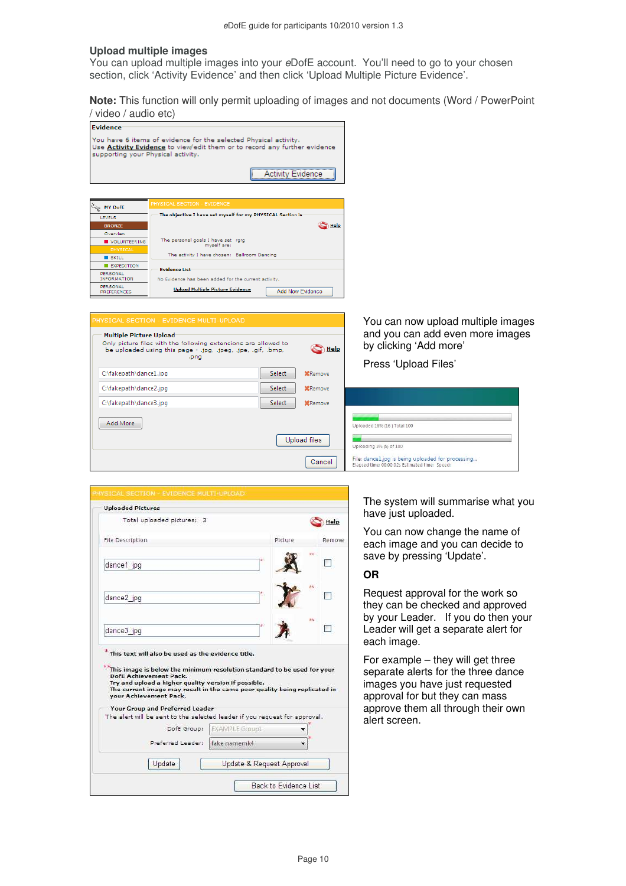## Upload multiple images

You can upload multiple images into your *e*DofE account. You'll need to go to your chosen section, click 'Activity Evidence' and then click 'Upload Multiple Picture Evidence'.

**Note:** This function will only permit uploading of images and not documents (Word / PowerPoint / video / audio etc)

You can now upload multiple images and you can add even more images by clicking 'Add more'

Press 'Upload Files'

The system will summarise what you have just uploaded.

You can now change the name of each image and you can decide to save by pressing 'Update'.

**OR**

Request approval for the work so they can be checked and approved by your Leader. If you do then your Leader will get a separate alert for each image.

For example – they will get three separate alerts for the three dance images you have just requested approval for but they can mass approve them all through their own alert screen.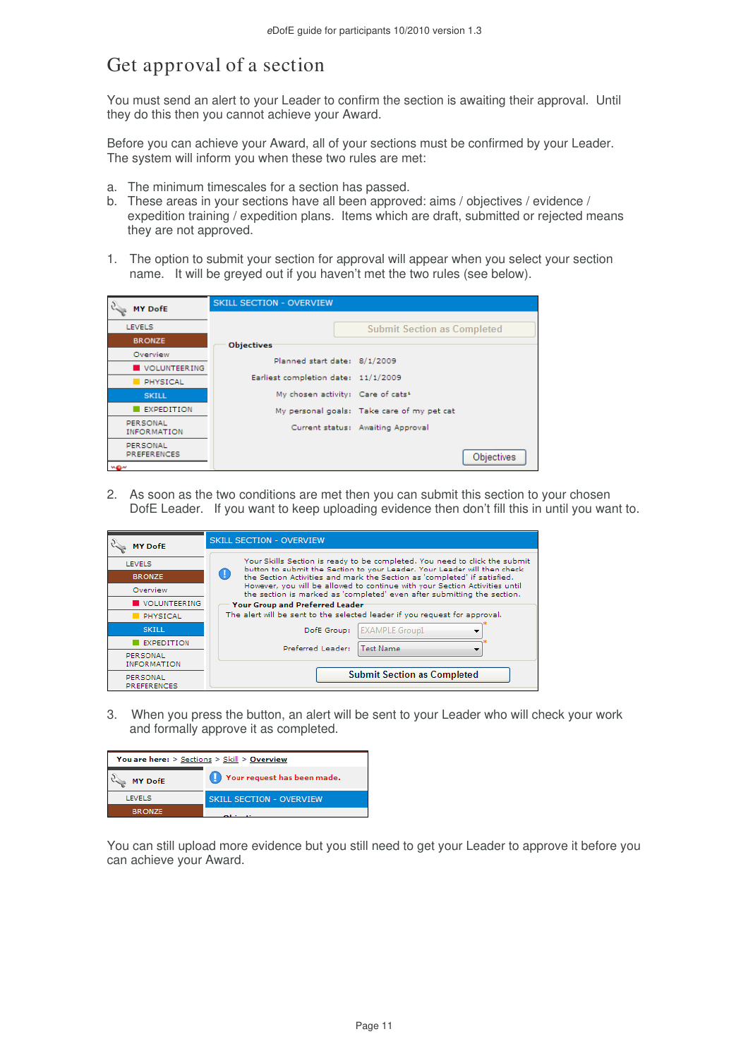# Get approval of a section

You must send an alert to your Leader to confirm the section is awaiting their approval. Until they do this then you cannot achieve your Award.

Before you can achieve your Award, all of your sections must be confirmed by your Leader. The system will inform you when these two rules are met:

a. The minimum timescales for a section has passed.
b. These areas in your sections have all been approved: aims / objectives / evidence / expedition training / expedition plans. Items which are draft, submitted or rejected means they are not approved.

1. The option to submit your section for approval will appear when you select your section name. It will be greyed out if you haven't met the two rules (see below).

2. As soon as the two conditions are met then you can submit this section to your chosen DofE Leader. If you want to keep uploading evidence then don't fill this in until you want to.

3. When you press the button, an alert will be sent to your Leader who will check your work and formally approve it as completed.

You can still upload more evidence but you still need to get your Leader to approve it before you can achieve your Award.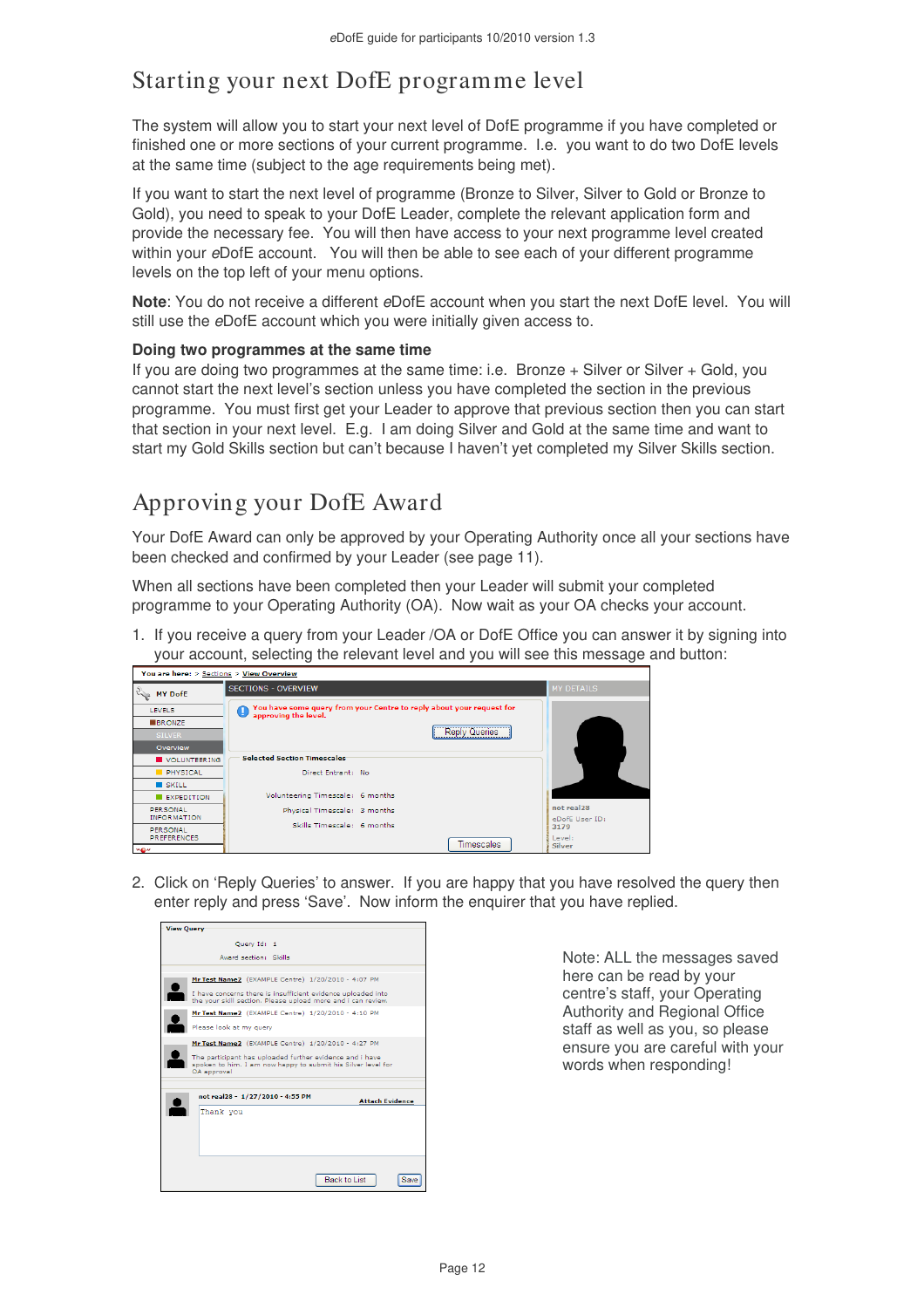## Starting your next DofE programme level

The system will allow you to start your next level of DofE programme if you have completed or finished one or more sections of your current programme. I.e. you want to do two DofE levels at the same time (subject to the age requirements being met).

If you want to start the next level of programme (Bronze to Silver, Silver to Gold or Bronze to Gold), you need to speak to your DofE Leader, complete the relevant application form and provide the necessary fee. You will then have access to your next programme level created within your *e*DofE account. You will then be able to see each of your different programme levels on the top left of your menu options.

**Note**: You do not receive a different *e*DofE account when you start the next DofE level. You will still use the *e*DofE account which you were initially given access to.

### Doing two programmes at the same time

If you are doing two programmes at the same time: i.e. Bronze + Silver or Silver + Gold, you cannot start the next level's section unless you have completed the section in the previous programme. You must first get your Leader to approve that previous section then you can start that section in your next level. E.g. I am doing Silver and Gold at the same time and want to start my Gold Skills section but can't because I haven't yet completed my Silver Skills section.

## Approving your DofE Award

Your DofE Award can only be approved by your Operating Authority once all your sections have been checked and confirmed by your Leader (see page 11).

When all sections have been completed then your Leader will submit your completed programme to your Operating Authority (OA). Now wait as your OA checks your account.

1. If you receive a query from your Leader /OA or DofE Office you can answer it by signing into your account, selecting the relevant level and you will see this message and button:

2. Click on 'Reply Queries' to answer. If you are happy that you have resolved the query then enter reply and press 'Save'. Now inform the enquirer that you have replied.

Note: ALL the messages saved here can be read by your centre's staff, your Operating Authority and Regional Office staff as well as you, so please ensure you are careful with your words when responding!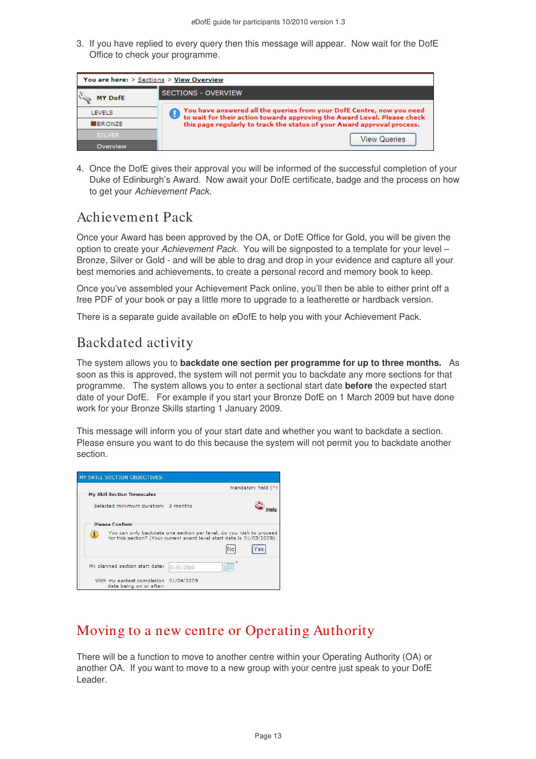3. If you have replied to every query then this message will appear. Now wait for the DofE Office to check your programme.

You are here: > Sections > View Overview

MY DofE | SECTIONS - OVERVIEW

LEVELS
BRONZE
SILVER
Overview

You have answered all the queries from your DofE Centre, now you need to wait for their action towards approving the Award Level. Please check this page regularly to track the status of your Award approval process.

View Queries

4. Once the DofE gives their approval you will be informed of the successful completion of your Duke of Edinburgh's Award. Now await your DofE certificate, badge and the process on how to get your *Achievement Pack*.

## Achievement Pack

Once your Award has been approved by the OA, or DofE Office for Gold, you will be given the option to create your *Achievement Pack*. You will be signposted to a template for your level – Bronze, Silver or Gold - and will be able to drag and drop in your evidence and capture all your best memories and achievements, to create a personal record and memory book to keep.

Once you've assembled your Achievement Pack online, you'll then be able to either print off a free PDF of your book or pay a little more to upgrade to a leatherette or hardback version.

There is a separate guide available on *e*DofE to help you with your Achievement Pack.

## Backdated activity

The system allows you to **backdate one section per programme for up to three months.** As soon as this is approved, the system will not permit you to backdate any more sections for that programme. The system allows you to enter a sectional start date **before** the expected start date of your DofE. For example if you start your Bronze DofE on 1 March 2009 but have done work for your Bronze Skills starting 1 January 2009.

This message will inform you of your start date and whether you want to backdate a section. Please ensure you want to do this because the system will not permit you to backdate another section.

MY SKILL SECTION OBJECTIVES

Mandatory field (*)

My Skill Section Timescales

Selected minimum duration: 3 months

Help

Please Confirm

You can only backdate one section per level, do you wish to proceed for this section? (Your current award level start date is 01/03/2009).

No Yes

My planned section start date: 01/01/2009 *

With my earliest completion date being on or after: 01/04/2009

## Moving to a new centre or Operating Authority

There will be a function to move to another centre within your Operating Authority (OA) or another OA. If you want to move to a new group with your centre just speak to your DofE Leader.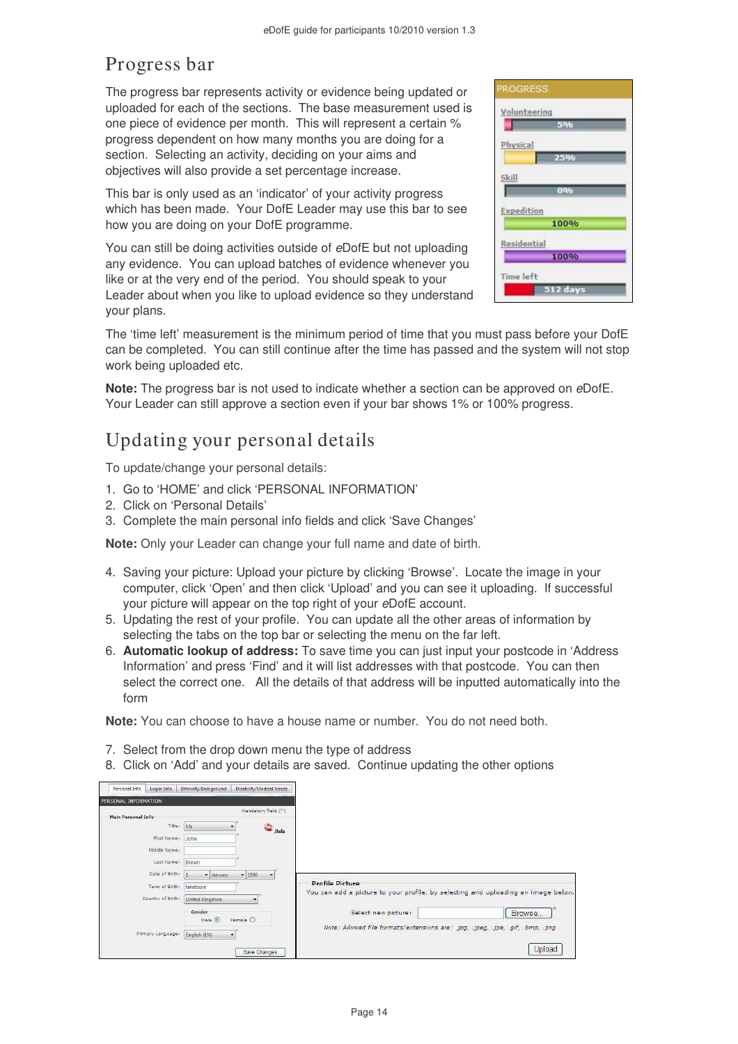## Progress bar

The progress bar represents activity or evidence being updated or uploaded for each of the sections. The base measurement used is one piece of evidence per month. This will represent a certain % progress dependent on how many months you are doing for a section. Selecting an activity, deciding on your aims and objectives will also provide a set percentage increase.

This bar is only used as an 'indicator' of your activity progress which has been made. Your DofE Leader may use this bar to see how you are doing on your DofE programme.

You can still be doing activities outside of *e*DofE but not uploading any evidence. You can upload batches of evidence whenever you like or at the very end of the period. You should speak to your Leader about when you like to upload evidence so they understand your plans.

The 'time left' measurement is the minimum period of time that you must pass before your DofE can be completed. You can still continue after the time has passed and the system will not stop work being uploaded etc.

**Note:** The progress bar is not used to indicate whether a section can be approved on *e*DofE. Your Leader can still approve a section even if your bar shows 1% or 100% progress.

## Updating your personal details

To update/change your personal details:

1. Go to 'HOME' and click 'PERSONAL INFORMATION'
2. Click on 'Personal Details'
3. Complete the main personal info fields and click 'Save Changes'

**Note:** Only your Leader can change your full name and date of birth.

4. Saving your picture: Upload your picture by clicking 'Browse'. Locate the image in your computer, click 'Open' and then click 'Upload' and you can see it uploading. If successful your picture will appear on the top right of your *e*DofE account.
5. Updating the rest of your profile. You can update all the other areas of information by selecting the tabs on the top bar or selecting the menu on the far left.
6. **Automatic lookup of address:** To save time you can just input your postcode in 'Address Information' and press 'Find' and it will list addresses with that postcode. You can then select the correct one. All the details of that address will be inputted automatically into the form

**Note:** You can choose to have a house name or number. You do not need both.

7. Select from the drop down menu the type of address
8. Click on 'Add' and your details are saved. Continue updating the other options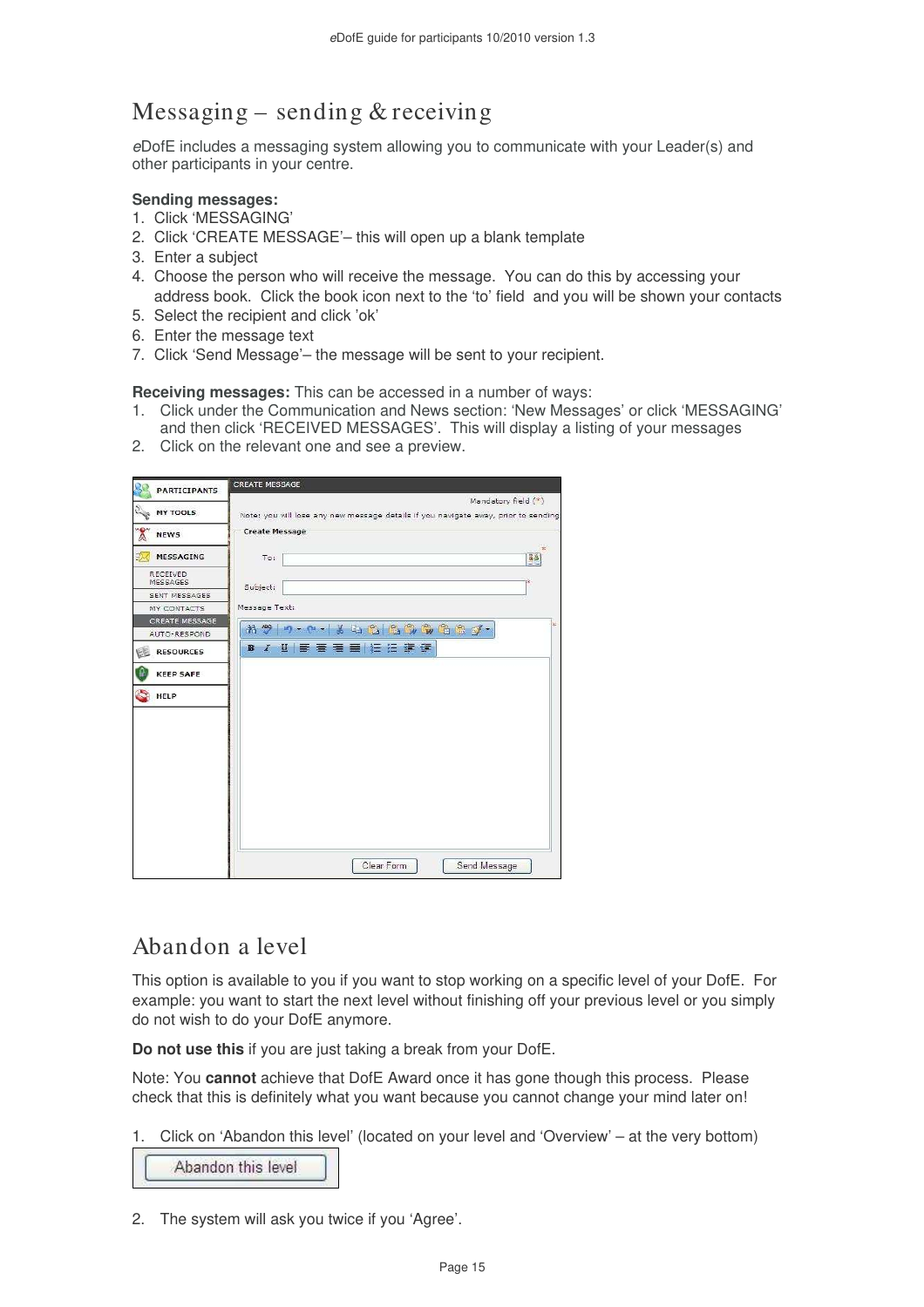## Messaging – sending & receiving

*e*DofE includes a messaging system allowing you to communicate with your Leader(s) and other participants in your centre.

**Sending messages:**

1. Click 'MESSAGING'
2. Click 'CREATE MESSAGE'– this will open up a blank template
3. Enter a subject
4. Choose the person who will receive the message. You can do this by accessing your address book. Click the book icon next to the 'to' field and you will be shown your contacts
5. Select the recipient and click 'ok'
6. Enter the message text
7. Click 'Send Message'– the message will be sent to your recipient.

**Receiving messages:** This can be accessed in a number of ways:

1. Click under the Communication and News section: 'New Messages' or click 'MESSAGING' and then click 'RECEIVED MESSAGES'. This will display a listing of your messages
2. Click on the relevant one and see a preview.

## Abandon a level

This option is available to you if you want to stop working on a specific level of your DofE. For example: you want to start the next level without finishing off your previous level or you simply do not wish to do your DofE anymore.

**Do not use this** if you are just taking a break from your DofE.

Note: You **cannot** achieve that DofE Award once it has gone though this process. Please check that this is definitely what you want because you cannot change your mind later on!

1. Click on 'Abandon this level' (located on your level and 'Overview' – at the very bottom)

2. The system will ask you twice if you 'Agree'.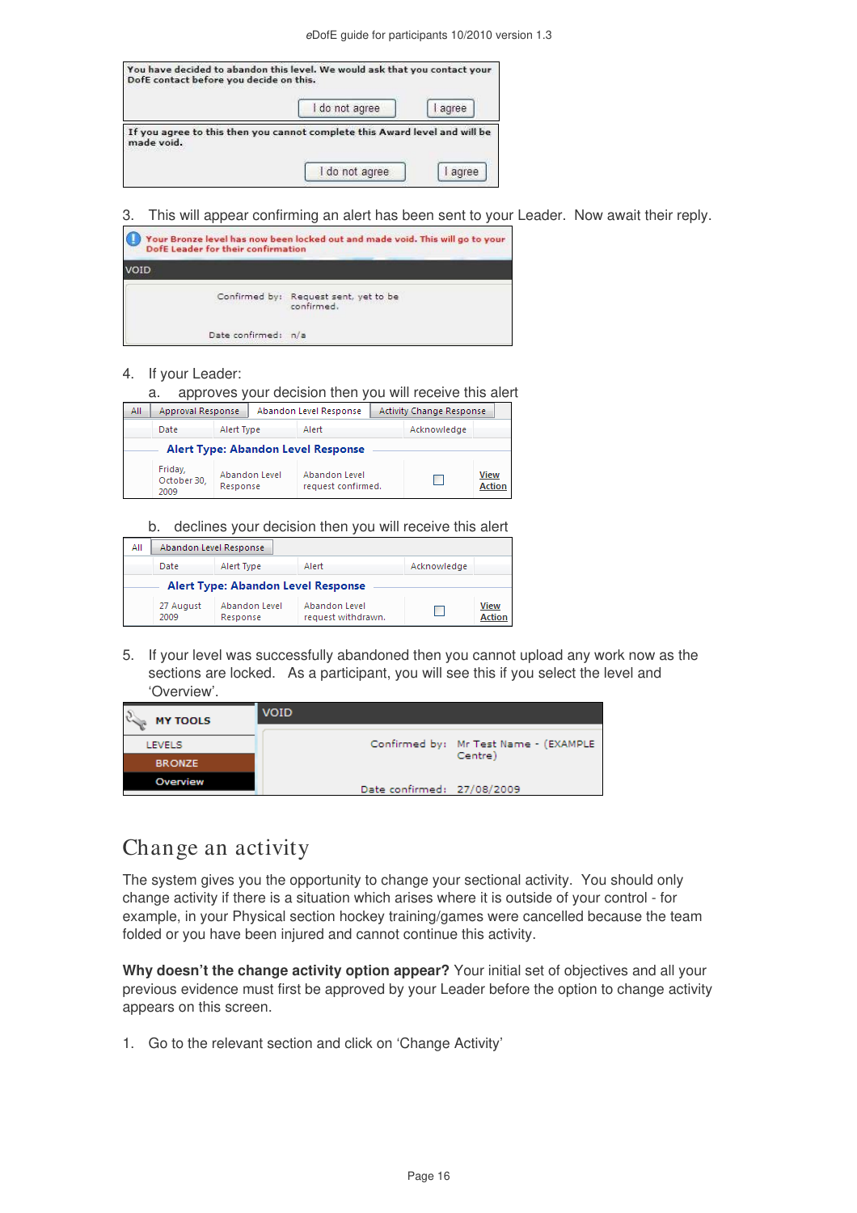You have decided to abandon this level. We would ask that you contact your DofE contact before you decide on this.

I do not agree | I agree

If you agree to this then you cannot complete this Award level and will be made void.

I do not agree | I agree

3. This will appear confirming an alert has been sent to your Leader. Now await their reply.

Your Bronze level has now been locked out and made void. This will go to your DofE Leader for their confirmation

VOID

Confirmed by: Request sent, yet to be confirmed.

Date confirmed: n/a

4. If your Leader:
   a. approves your decision then you will receive this alert

All | Approval Response | Abandon Level Response | Activity Change Response

| Date | Alert Type | Alert | Acknowledge | |
|---|---|---|---|---|
| **Alert Type: Abandon Level Response** | | | | |
| Friday, October 30, 2009 | Abandon Level Response | Abandon Level request confirmed. | ☐ | View Action |

   b. declines your decision then you will receive this alert

All | Abandon Level Response

| Date | Alert Type | Alert | Acknowledge | |
|---|---|---|---|---|
| **Alert Type: Abandon Level Response** | | | | |
| 27 August 2009 | Abandon Level Response | Abandon Level request withdrawn. | ☐ | View Action |

5. If your level was successfully abandoned then you cannot upload any work now as the sections are locked. As a participant, you will see this if you select the level and 'Overview'.

MY TOOLS
LEVELS
BRONZE
Overview

VOID

Confirmed by: Mr Test Name - (EXAMPLE Centre)

Date confirmed: 27/08/2009

# Change an activity

The system gives you the opportunity to change your sectional activity. You should only change activity if there is a situation which arises where it is outside of your control - for example, in your Physical section hockey training/games were cancelled because the team folded or you have been injured and cannot continue this activity.

**Why doesn't the change activity option appear?** Your initial set of objectives and all your previous evidence must first be approved by your Leader before the option to change activity appears on this screen.

1. Go to the relevant section and click on 'Change Activity'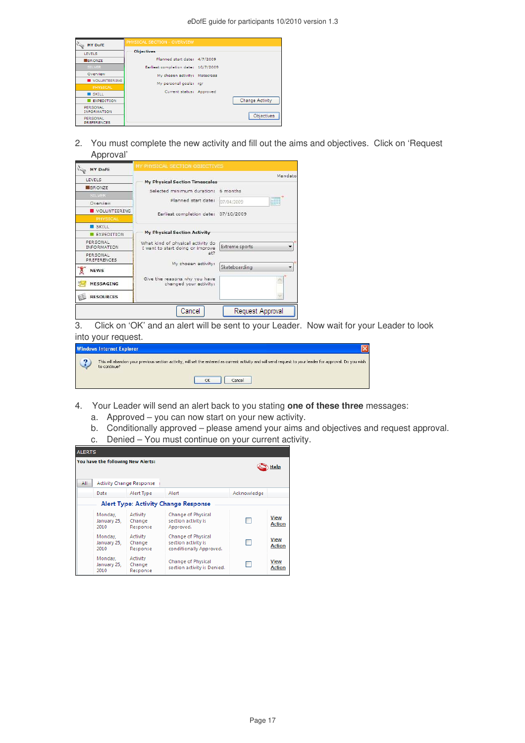2. You must complete the new activity and fill out the aims and objectives. Click on 'Request Approval'

3. Click on 'OK' and an alert will be sent to your Leader. Now wait for your Leader to look into your request.

4. Your Leader will send an alert back to you stating **one of these three** messages:
   a. Approved – you can now start on your new activity.
   b. Conditionally approved – please amend your aims and objectives and request approval.
   c. Denied – You must continue on your current activity.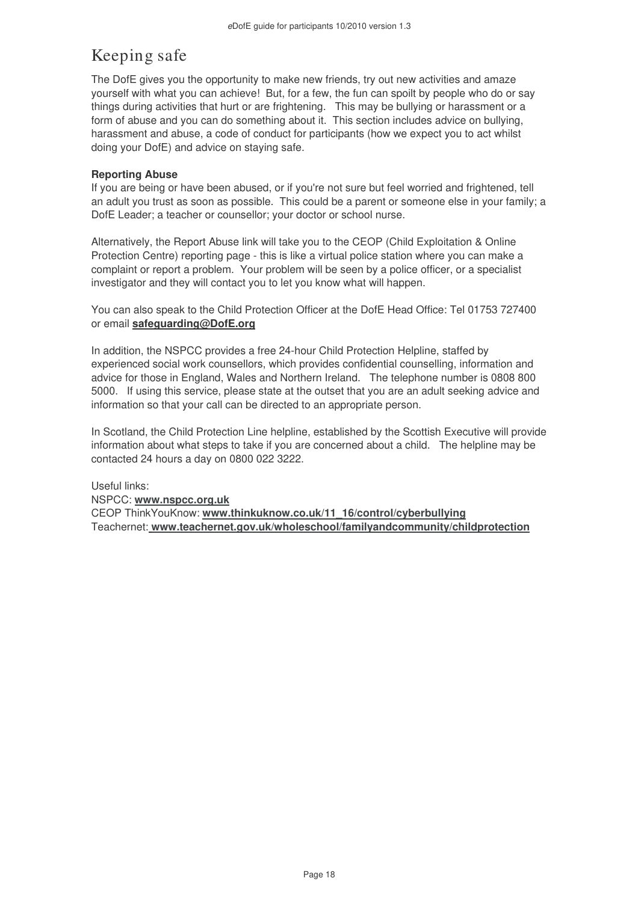# Keeping safe

The DofE gives you the opportunity to make new friends, try out new activities and amaze yourself with what you can achieve! But, for a few, the fun can spoilt by people who do or say things during activities that hurt or are frightening. This may be bullying or harassment or a form of abuse and you can do something about it. This section includes advice on bullying, harassment and abuse, a code of conduct for participants (how we expect you to act whilst doing your DofE) and advice on staying safe.

**Reporting Abuse**

If you are being or have been abused, or if you're not sure but feel worried and frightened, tell an adult you trust as soon as possible. This could be a parent or someone else in your family; a DofE Leader; a teacher or counsellor; your doctor or school nurse.

Alternatively, the Report Abuse link will take you to the CEOP (Child Exploitation & Online Protection Centre) reporting page - this is like a virtual police station where you can make a complaint or report a problem. Your problem will be seen by a police officer, or a specialist investigator and they will contact you to let you know what will happen.

You can also speak to the Child Protection Officer at the DofE Head Office: Tel 01753 727400 or email **safeguarding@DofE.org**

In addition, the NSPCC provides a free 24-hour Child Protection Helpline, staffed by experienced social work counsellors, which provides confidential counselling, information and advice for those in England, Wales and Northern Ireland. The telephone number is 0808 800 5000. If using this service, please state at the outset that you are an adult seeking advice and information so that your call can be directed to an appropriate person.

In Scotland, the Child Protection Line helpline, established by the Scottish Executive will provide information about what steps to take if you are concerned about a child. The helpline may be contacted 24 hours a day on 0800 022 3222.

Useful links:
NSPCC: **www.nspcc.org.uk**
CEOP ThinkYouKnow: **www.thinkuknow.co.uk/11_16/control/cyberbullying**
Teachernet: **www.teachernet.gov.uk/wholeschool/familyandcommunity/childprotection**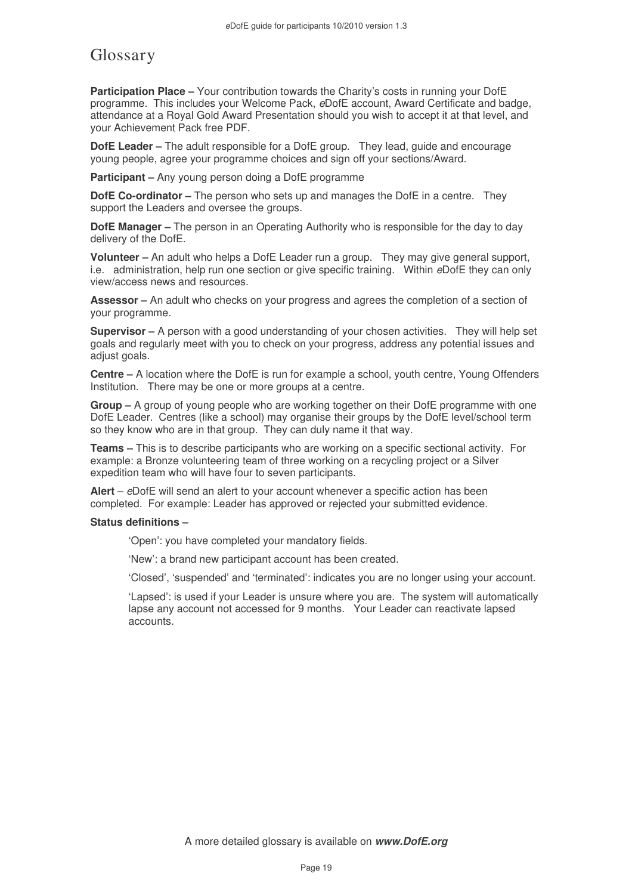# Glossary

**Participation Place –** Your contribution towards the Charity's costs in running your DofE programme. This includes your Welcome Pack, *e*DofE account, Award Certificate and badge, attendance at a Royal Gold Award Presentation should you wish to accept it at that level, and your Achievement Pack free PDF.

**DofE Leader –** The adult responsible for a DofE group. They lead, guide and encourage young people, agree your programme choices and sign off your sections/Award.

**Participant –** Any young person doing a DofE programme

**DofE Co-ordinator –** The person who sets up and manages the DofE in a centre. They support the Leaders and oversee the groups.

**DofE Manager –** The person in an Operating Authority who is responsible for the day to day delivery of the DofE.

**Volunteer –** An adult who helps a DofE Leader run a group. They may give general support, i.e. administration, help run one section or give specific training. Within *e*DofE they can only view/access news and resources.

**Assessor –** An adult who checks on your progress and agrees the completion of a section of your programme.

**Supervisor –** A person with a good understanding of your chosen activities. They will help set goals and regularly meet with you to check on your progress, address any potential issues and adjust goals.

**Centre –** A location where the DofE is run for example a school, youth centre, Young Offenders Institution. There may be one or more groups at a centre.

**Group –** A group of young people who are working together on their DofE programme with one DofE Leader. Centres (like a school) may organise their groups by the DofE level/school term so they know who are in that group. They can duly name it that way.

**Teams –** This is to describe participants who are working on a specific sectional activity. For example: a Bronze volunteering team of three working on a recycling project or a Silver expedition team who will have four to seven participants.

**Alert** – *e*DofE will send an alert to your account whenever a specific action has been completed. For example: Leader has approved or rejected your submitted evidence.

**Status definitions –**

'Open': you have completed your mandatory fields.

'New': a brand new participant account has been created.

'Closed', 'suspended' and 'terminated': indicates you are no longer using your account.

'Lapsed': is used if your Leader is unsure where you are. The system will automatically lapse any account not accessed for 9 months. Your Leader can reactivate lapsed accounts.

A more detailed glossary is available on ***www.DofE.org***